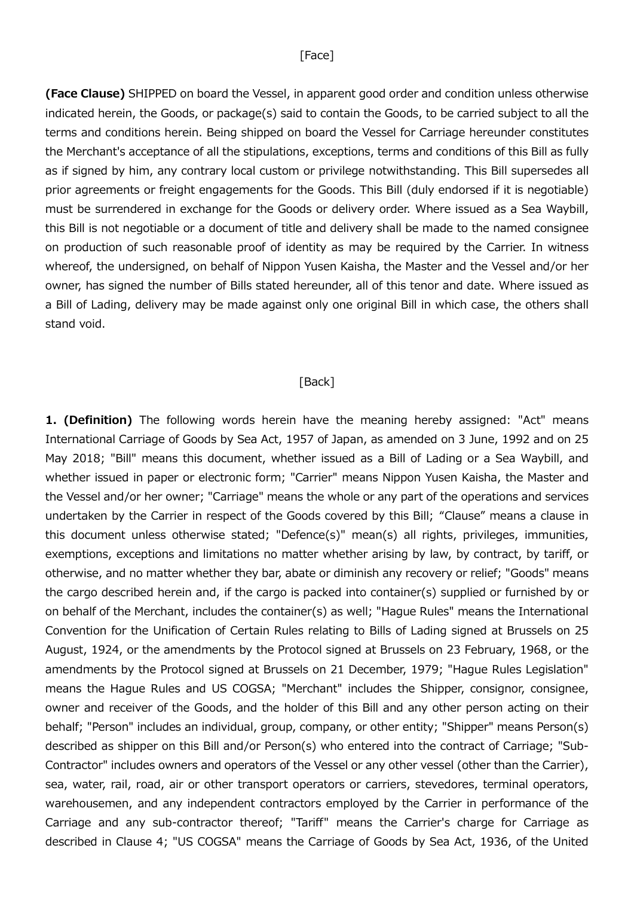[Face]

**(Face Clause)** SHIPPED on board the Vessel, in apparent good order and condition unless otherwise indicated herein, the Goods, or package(s) said to contain the Goods, to be carried subject to all the terms and conditions herein. Being shipped on board the Vessel for Carriage hereunder constitutes the Merchant's acceptance of all the stipulations, exceptions, terms and conditions of this Bill as fully as if signed by him, any contrary local custom or privilege notwithstanding. This Bill supersedes all prior agreements or freight engagements for the Goods. This Bill (duly endorsed if it is negotiable) must be surrendered in exchange for the Goods or delivery order. Where issued as a Sea Waybill, this Bill is not negotiable or a document of title and delivery shall be made to the named consignee on production of such reasonable proof of identity as may be required by the Carrier. In witness whereof, the undersigned, on behalf of Nippon Yusen Kaisha, the Master and the Vessel and/or her owner, has signed the number of Bills stated hereunder, all of this tenor and date. Where issued as a Bill of Lading, delivery may be made against only one original Bill in which case, the others shall stand void.

[Back]

**1. (Definition)** The following words herein have the meaning hereby assigned: "Act" means International Carriage of Goods by Sea Act, 1957 of Japan, as amended on 3 June, 1992 and on 25 May 2018; "Bill" means this document, whether issued as a Bill of Lading or a Sea Waybill, and whether issued in paper or electronic form; "Carrier" means Nippon Yusen Kaisha, the Master and the Vessel and/or her owner; "Carriage" means the whole or any part of the operations and services undertaken by the Carrier in respect of the Goods covered by this Bill; "Clause" means a clause in this document unless otherwise stated; "Defence(s)" mean(s) all rights, privileges, immunities, exemptions, exceptions and limitations no matter whether arising by law, by contract, by tariff, or otherwise, and no matter whether they bar, abate or diminish any recovery or relief; "Goods" means the cargo described herein and, if the cargo is packed into container(s) supplied or furnished by or on behalf of the Merchant, includes the container(s) as well; "Hague Rules" means the International Convention for the Unification of Certain Rules relating to Bills of Lading signed at Brussels on 25 August, 1924, or the amendments by the Protocol signed at Brussels on 23 February, 1968, or the amendments by the Protocol signed at Brussels on 21 December, 1979; "Hague Rules Legislation" means the Hague Rules and US COGSA; "Merchant" includes the Shipper, consignor, consignee, owner and receiver of the Goods, and the holder of this Bill and any other person acting on their behalf; "Person" includes an individual, group, company, or other entity; "Shipper" means Person(s) described as shipper on this Bill and/or Person(s) who entered into the contract of Carriage; "Sub-Contractor" includes owners and operators of the Vessel or any other vessel (other than the Carrier), sea, water, rail, road, air or other transport operators or carriers, stevedores, terminal operators, warehousemen, and any independent contractors employed by the Carrier in performance of the Carriage and any sub-contractor thereof; "Tariff" means the Carrier's charge for Carriage as described in Clause 4; "US COGSA" means the Carriage of Goods by Sea Act, 1936, of the United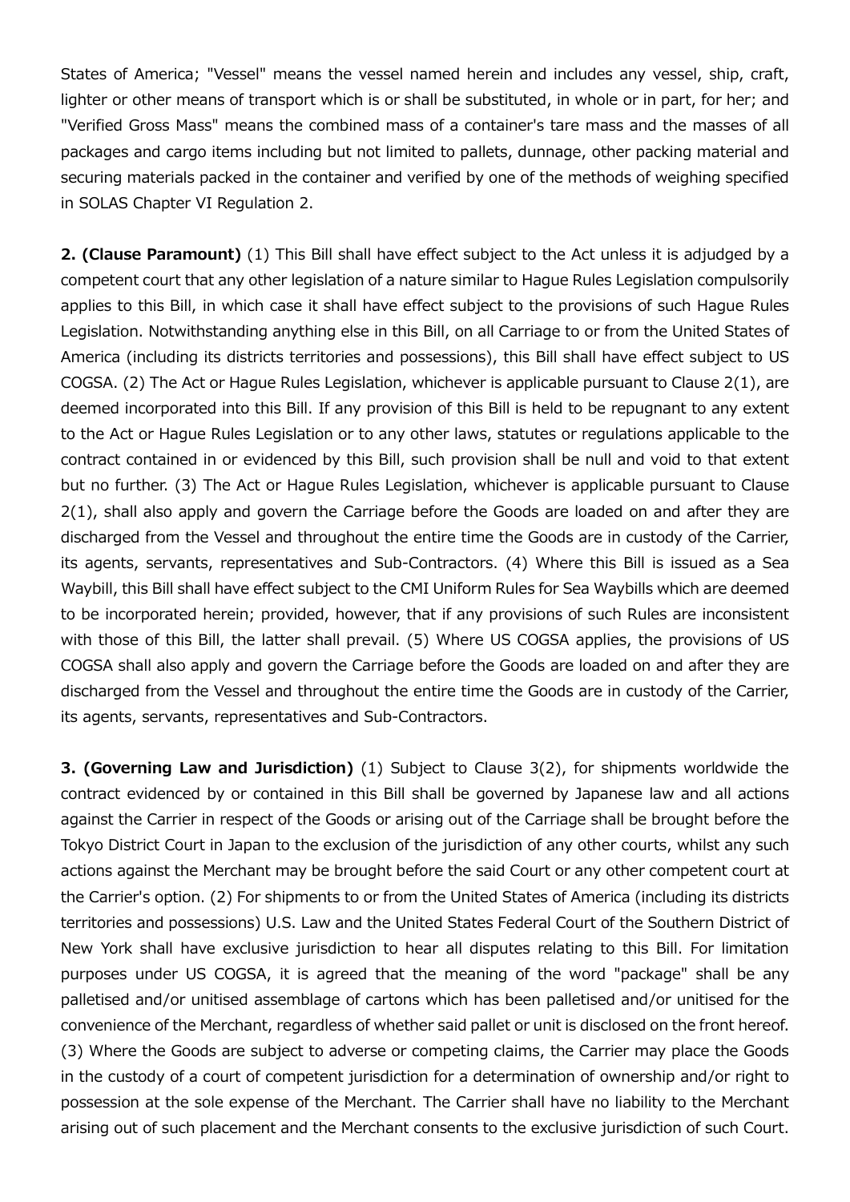States of America; "Vessel" means the vessel named herein and includes any vessel, ship, craft, lighter or other means of transport which is or shall be substituted, in whole or in part, for her; and "Verified Gross Mass" means the combined mass of a container's tare mass and the masses of all packages and cargo items including but not limited to pallets, dunnage, other packing material and securing materials packed in the container and verified by one of the methods of weighing specified in SOLAS Chapter VI Regulation 2.

**2. (Clause Paramount)** (1) This Bill shall have effect subject to the Act unless it is adjudged by a competent court that any other legislation of a nature similar to Hague Rules Legislation compulsorily applies to this Bill, in which case it shall have effect subject to the provisions of such Hague Rules Legislation. Notwithstanding anything else in this Bill, on all Carriage to or from the United States of America (including its districts territories and possessions), this Bill shall have effect subject to US COGSA. (2) The Act or Hague Rules Legislation, whichever is applicable pursuant to Clause 2(1), are deemed incorporated into this Bill. If any provision of this Bill is held to be repugnant to any extent to the Act or Hague Rules Legislation or to any other laws, statutes or regulations applicable to the contract contained in or evidenced by this Bill, such provision shall be null and void to that extent but no further. (3) The Act or Hague Rules Legislation, whichever is applicable pursuant to Clause 2(1), shall also apply and govern the Carriage before the Goods are loaded on and after they are discharged from the Vessel and throughout the entire time the Goods are in custody of the Carrier, its agents, servants, representatives and Sub-Contractors. (4) Where this Bill is issued as a Sea Waybill, this Bill shall have effect subject to the CMI Uniform Rules for Sea Waybills which are deemed to be incorporated herein; provided, however, that if any provisions of such Rules are inconsistent with those of this Bill, the latter shall prevail. (5) Where US COGSA applies, the provisions of US COGSA shall also apply and govern the Carriage before the Goods are loaded on and after they are discharged from the Vessel and throughout the entire time the Goods are in custody of the Carrier, its agents, servants, representatives and Sub-Contractors.

**3. (Governing Law and Jurisdiction)** (1) Subject to Clause 3(2), for shipments worldwide the contract evidenced by or contained in this Bill shall be governed by Japanese law and all actions against the Carrier in respect of the Goods or arising out of the Carriage shall be brought before the Tokyo District Court in Japan to the exclusion of the jurisdiction of any other courts, whilst any such actions against the Merchant may be brought before the said Court or any other competent court at the Carrier's option. (2) For shipments to or from the United States of America (including its districts territories and possessions) U.S. Law and the United States Federal Court of the Southern District of New York shall have exclusive jurisdiction to hear all disputes relating to this Bill. For limitation purposes under US COGSA, it is agreed that the meaning of the word "package" shall be any palletised and/or unitised assemblage of cartons which has been palletised and/or unitised for the convenience of the Merchant, regardless of whether said pallet or unit is disclosed on the front hereof. (3) Where the Goods are subject to adverse or competing claims, the Carrier may place the Goods in the custody of a court of competent jurisdiction for a determination of ownership and/or right to possession at the sole expense of the Merchant. The Carrier shall have no liability to the Merchant arising out of such placement and the Merchant consents to the exclusive jurisdiction of such Court.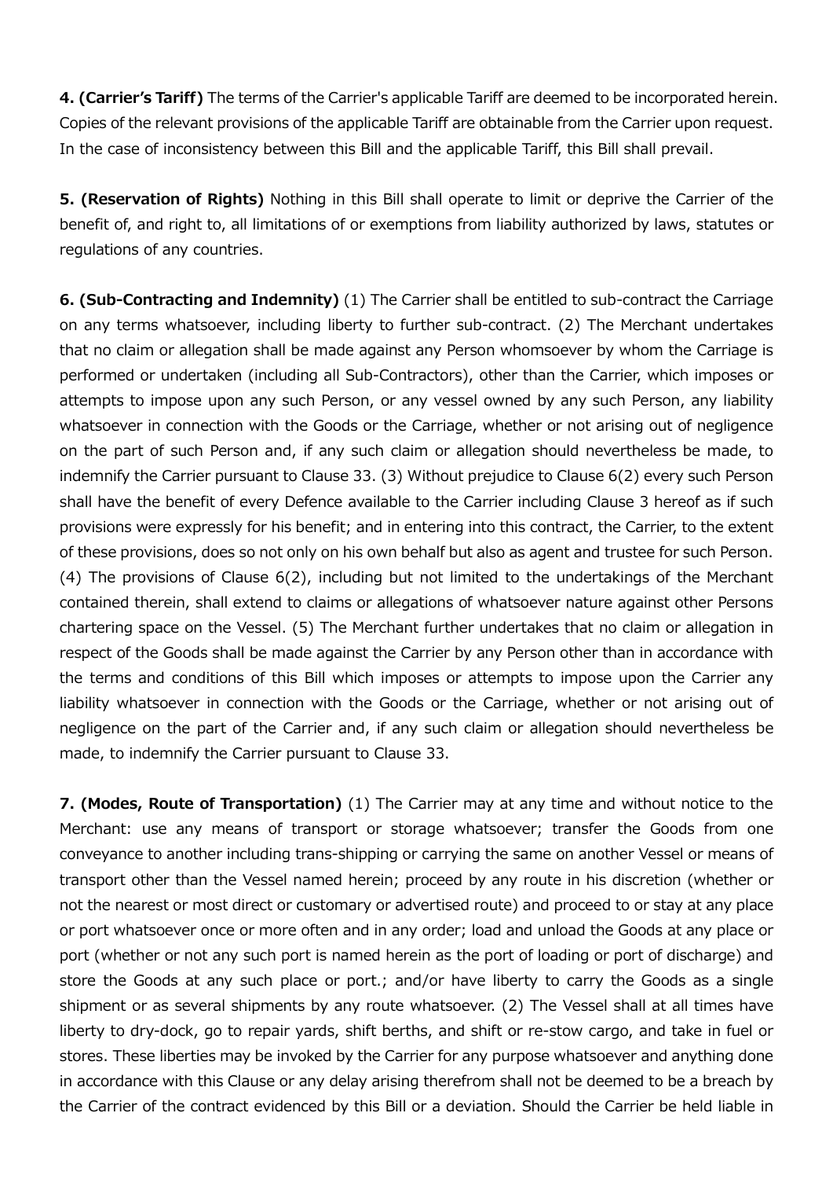**4. (Carrier's Tariff)** The terms of the Carrier's applicable Tariff are deemed to be incorporated herein. Copies of the relevant provisions of the applicable Tariff are obtainable from the Carrier upon request. In the case of inconsistency between this Bill and the applicable Tariff, this Bill shall prevail.

**5. (Reservation of Rights)** Nothing in this Bill shall operate to limit or deprive the Carrier of the benefit of, and right to, all limitations of or exemptions from liability authorized by laws, statutes or regulations of any countries.

**6. (Sub-Contracting and Indemnity)** (1) The Carrier shall be entitled to sub-contract the Carriage on any terms whatsoever, including liberty to further sub-contract. (2) The Merchant undertakes that no claim or allegation shall be made against any Person whomsoever by whom the Carriage is performed or undertaken (including all Sub-Contractors), other than the Carrier, which imposes or attempts to impose upon any such Person, or any vessel owned by any such Person, any liability whatsoever in connection with the Goods or the Carriage, whether or not arising out of negligence on the part of such Person and, if any such claim or allegation should nevertheless be made, to indemnify the Carrier pursuant to Clause 33. (3) Without prejudice to Clause 6(2) every such Person shall have the benefit of every Defence available to the Carrier including Clause 3 hereof as if such provisions were expressly for his benefit; and in entering into this contract, the Carrier, to the extent of these provisions, does so not only on his own behalf but also as agent and trustee for such Person. (4) The provisions of Clause 6(2), including but not limited to the undertakings of the Merchant contained therein, shall extend to claims or allegations of whatsoever nature against other Persons chartering space on the Vessel. (5) The Merchant further undertakes that no claim or allegation in respect of the Goods shall be made against the Carrier by any Person other than in accordance with the terms and conditions of this Bill which imposes or attempts to impose upon the Carrier any liability whatsoever in connection with the Goods or the Carriage, whether or not arising out of negligence on the part of the Carrier and, if any such claim or allegation should nevertheless be made, to indemnify the Carrier pursuant to Clause 33.

**7. (Modes, Route of Transportation)** (1) The Carrier may at any time and without notice to the Merchant: use any means of transport or storage whatsoever; transfer the Goods from one conveyance to another including trans-shipping or carrying the same on another Vessel or means of transport other than the Vessel named herein; proceed by any route in his discretion (whether or not the nearest or most direct or customary or advertised route) and proceed to or stay at any place or port whatsoever once or more often and in any order; load and unload the Goods at any place or port (whether or not any such port is named herein as the port of loading or port of discharge) and store the Goods at any such place or port.; and/or have liberty to carry the Goods as a single shipment or as several shipments by any route whatsoever. (2) The Vessel shall at all times have liberty to dry-dock, go to repair yards, shift berths, and shift or re-stow cargo, and take in fuel or stores. These liberties may be invoked by the Carrier for any purpose whatsoever and anything done in accordance with this Clause or any delay arising therefrom shall not be deemed to be a breach by the Carrier of the contract evidenced by this Bill or a deviation. Should the Carrier be held liable in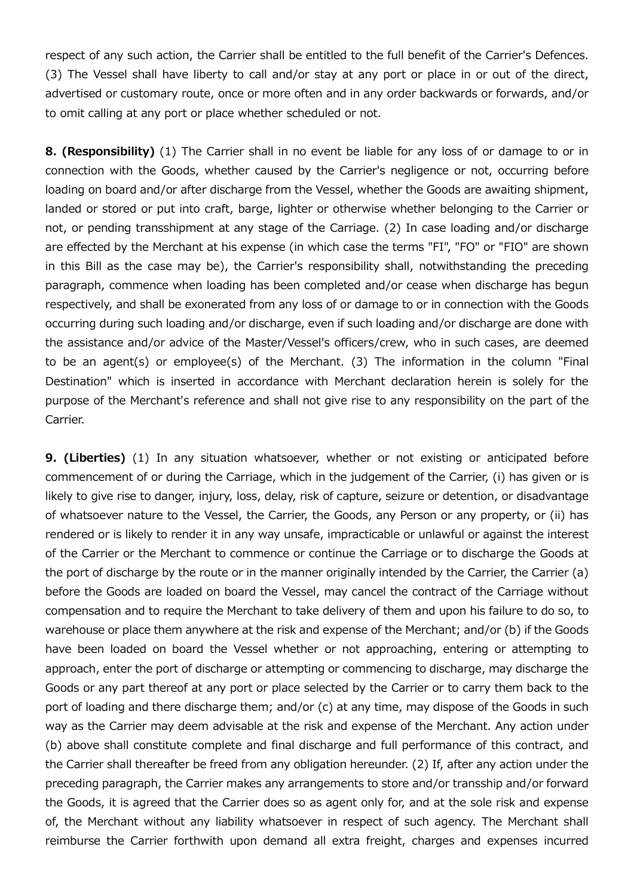respect of any such action, the Carrier shall be entitled to the full benefit of the Carrier's Defences. (3) The Vessel shall have liberty to call and/or stay at any port or place in or out of the direct, advertised or customary route, once or more often and in any order backwards or forwards, and/or to omit calling at any port or place whether scheduled or not.

**8. (Responsibility)** (1) The Carrier shall in no event be liable for any loss of or damage to or in connection with the Goods, whether caused by the Carrier's negligence or not, occurring before loading on board and/or after discharge from the Vessel, whether the Goods are awaiting shipment, landed or stored or put into craft, barge, lighter or otherwise whether belonging to the Carrier or not, or pending transshipment at any stage of the Carriage. (2) In case loading and/or discharge are effected by the Merchant at his expense (in which case the terms "FI", "FO" or "FIO" are shown in this Bill as the case may be), the Carrier's responsibility shall, notwithstanding the preceding paragraph, commence when loading has been completed and/or cease when discharge has begun respectively, and shall be exonerated from any loss of or damage to or in connection with the Goods occurring during such loading and/or discharge, even if such loading and/or discharge are done with the assistance and/or advice of the Master/Vessel's officers/crew, who in such cases, are deemed to be an agent(s) or employee(s) of the Merchant. (3) The information in the column "Final Destination" which is inserted in accordance with Merchant declaration herein is solely for the purpose of the Merchant's reference and shall not give rise to any responsibility on the part of the Carrier.

**9. (Liberties)** (1) In any situation whatsoever, whether or not existing or anticipated before commencement of or during the Carriage, which in the judgement of the Carrier, (i) has given or is likely to give rise to danger, injury, loss, delay, risk of capture, seizure or detention, or disadvantage of whatsoever nature to the Vessel, the Carrier, the Goods, any Person or any property, or (ii) has rendered or is likely to render it in any way unsafe, impracticable or unlawful or against the interest of the Carrier or the Merchant to commence or continue the Carriage or to discharge the Goods at the port of discharge by the route or in the manner originally intended by the Carrier, the Carrier (a) before the Goods are loaded on board the Vessel, may cancel the contract of the Carriage without compensation and to require the Merchant to take delivery of them and upon his failure to do so, to warehouse or place them anywhere at the risk and expense of the Merchant; and/or (b) if the Goods have been loaded on board the Vessel whether or not approaching, entering or attempting to approach, enter the port of discharge or attempting or commencing to discharge, may discharge the Goods or any part thereof at any port or place selected by the Carrier or to carry them back to the port of loading and there discharge them; and/or (c) at any time, may dispose of the Goods in such way as the Carrier may deem advisable at the risk and expense of the Merchant. Any action under (b) above shall constitute complete and final discharge and full performance of this contract, and the Carrier shall thereafter be freed from any obligation hereunder. (2) If, after any action under the preceding paragraph, the Carrier makes any arrangements to store and/or transship and/or forward the Goods, it is agreed that the Carrier does so as agent only for, and at the sole risk and expense of, the Merchant without any liability whatsoever in respect of such agency. The Merchant shall reimburse the Carrier forthwith upon demand all extra freight, charges and expenses incurred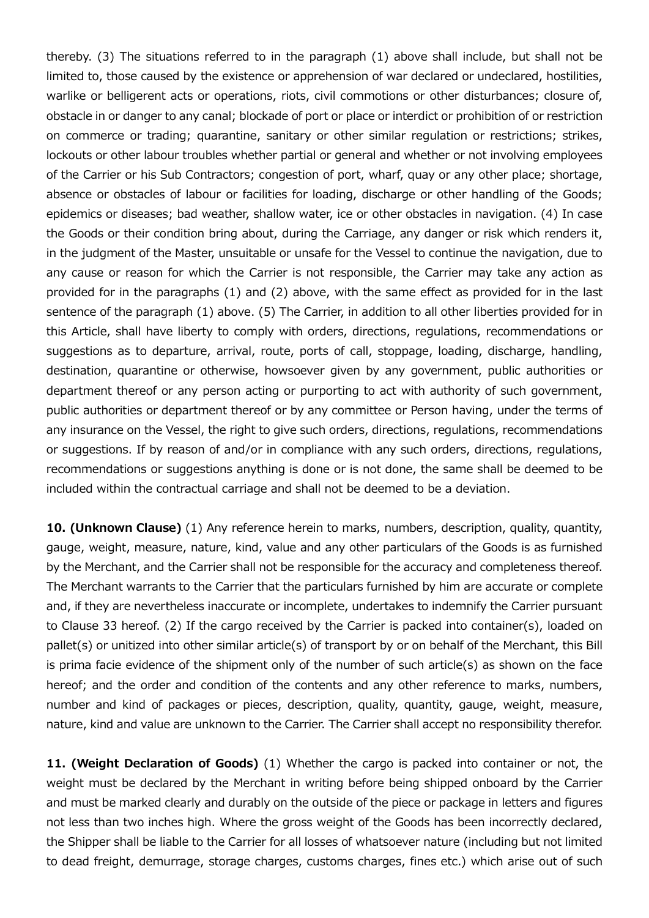thereby. (3) The situations referred to in the paragraph (1) above shall include, but shall not be limited to, those caused by the existence or apprehension of war declared or undeclared, hostilities, warlike or belligerent acts or operations, riots, civil commotions or other disturbances; closure of, obstacle in or danger to any canal; blockade of port or place or interdict or prohibition of or restriction on commerce or trading; quarantine, sanitary or other similar regulation or restrictions; strikes, lockouts or other labour troubles whether partial or general and whether or not involving employees of the Carrier or his Sub Contractors; congestion of port, wharf, quay or any other place; shortage, absence or obstacles of labour or facilities for loading, discharge or other handling of the Goods; epidemics or diseases; bad weather, shallow water, ice or other obstacles in navigation. (4) In case the Goods or their condition bring about, during the Carriage, any danger or risk which renders it, in the judgment of the Master, unsuitable or unsafe for the Vessel to continue the navigation, due to any cause or reason for which the Carrier is not responsible, the Carrier may take any action as provided for in the paragraphs (1) and (2) above, with the same effect as provided for in the last sentence of the paragraph (1) above. (5) The Carrier, in addition to all other liberties provided for in this Article, shall have liberty to comply with orders, directions, regulations, recommendations or suggestions as to departure, arrival, route, ports of call, stoppage, loading, discharge, handling, destination, quarantine or otherwise, howsoever given by any government, public authorities or department thereof or any person acting or purporting to act with authority of such government, public authorities or department thereof or by any committee or Person having, under the terms of any insurance on the Vessel, the right to give such orders, directions, regulations, recommendations or suggestions. If by reason of and/or in compliance with any such orders, directions, regulations, recommendations or suggestions anything is done or is not done, the same shall be deemed to be included within the contractual carriage and shall not be deemed to be a deviation.

**10. (Unknown Clause)** (1) Any reference herein to marks, numbers, description, quality, quantity, gauge, weight, measure, nature, kind, value and any other particulars of the Goods is as furnished by the Merchant, and the Carrier shall not be responsible for the accuracy and completeness thereof. The Merchant warrants to the Carrier that the particulars furnished by him are accurate or complete and, if they are nevertheless inaccurate or incomplete, undertakes to indemnify the Carrier pursuant to Clause 33 hereof. (2) If the cargo received by the Carrier is packed into container(s), loaded on pallet(s) or unitized into other similar article(s) of transport by or on behalf of the Merchant, this Bill is prima facie evidence of the shipment only of the number of such article(s) as shown on the face hereof; and the order and condition of the contents and any other reference to marks, numbers, number and kind of packages or pieces, description, quality, quantity, gauge, weight, measure, nature, kind and value are unknown to the Carrier. The Carrier shall accept no responsibility therefor.

**11. (Weight Declaration of Goods)** (1) Whether the cargo is packed into container or not, the weight must be declared by the Merchant in writing before being shipped onboard by the Carrier and must be marked clearly and durably on the outside of the piece or package in letters and figures not less than two inches high. Where the gross weight of the Goods has been incorrectly declared, the Shipper shall be liable to the Carrier for all losses of whatsoever nature (including but not limited to dead freight, demurrage, storage charges, customs charges, fines etc.) which arise out of such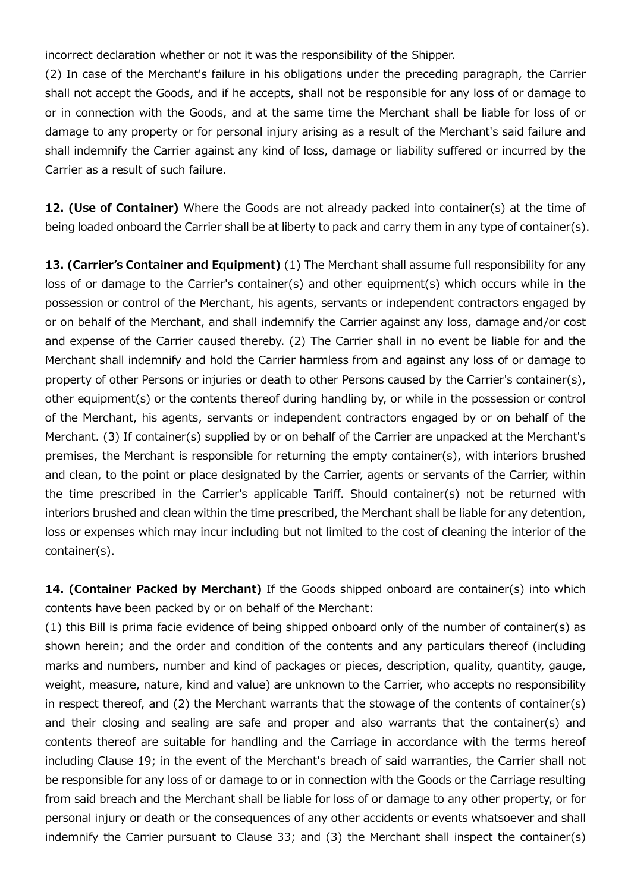incorrect declaration whether or not it was the responsibility of the Shipper.

(2) In case of the Merchant's failure in his obligations under the preceding paragraph, the Carrier shall not accept the Goods, and if he accepts, shall not be responsible for any loss of or damage to or in connection with the Goods, and at the same time the Merchant shall be liable for loss of or damage to any property or for personal injury arising as a result of the Merchant's said failure and shall indemnify the Carrier against any kind of loss, damage or liability suffered or incurred by the Carrier as a result of such failure.

**12. (Use of Container)** Where the Goods are not already packed into container(s) at the time of being loaded onboard the Carrier shall be at liberty to pack and carry them in any type of container(s).

**13. (Carrier's Container and Equipment)** (1) The Merchant shall assume full responsibility for any loss of or damage to the Carrier's container(s) and other equipment(s) which occurs while in the possession or control of the Merchant, his agents, servants or independent contractors engaged by or on behalf of the Merchant, and shall indemnify the Carrier against any loss, damage and/or cost and expense of the Carrier caused thereby. (2) The Carrier shall in no event be liable for and the Merchant shall indemnify and hold the Carrier harmless from and against any loss of or damage to property of other Persons or injuries or death to other Persons caused by the Carrier's container(s), other equipment(s) or the contents thereof during handling by, or while in the possession or control of the Merchant, his agents, servants or independent contractors engaged by or on behalf of the Merchant. (3) If container(s) supplied by or on behalf of the Carrier are unpacked at the Merchant's premises, the Merchant is responsible for returning the empty container(s), with interiors brushed and clean, to the point or place designated by the Carrier, agents or servants of the Carrier, within the time prescribed in the Carrier's applicable Tariff. Should container(s) not be returned with interiors brushed and clean within the time prescribed, the Merchant shall be liable for any detention, loss or expenses which may incur including but not limited to the cost of cleaning the interior of the container(s).

**14. (Container Packed by Merchant)** If the Goods shipped onboard are container(s) into which contents have been packed by or on behalf of the Merchant:

(1) this Bill is prima facie evidence of being shipped onboard only of the number of container(s) as shown herein; and the order and condition of the contents and any particulars thereof (including marks and numbers, number and kind of packages or pieces, description, quality, quantity, gauge, weight, measure, nature, kind and value) are unknown to the Carrier, who accepts no responsibility in respect thereof, and (2) the Merchant warrants that the stowage of the contents of container(s) and their closing and sealing are safe and proper and also warrants that the container(s) and contents thereof are suitable for handling and the Carriage in accordance with the terms hereof including Clause 19; in the event of the Merchant's breach of said warranties, the Carrier shall not be responsible for any loss of or damage to or in connection with the Goods or the Carriage resulting from said breach and the Merchant shall be liable for loss of or damage to any other property, or for personal injury or death or the consequences of any other accidents or events whatsoever and shall indemnify the Carrier pursuant to Clause 33; and (3) the Merchant shall inspect the container(s)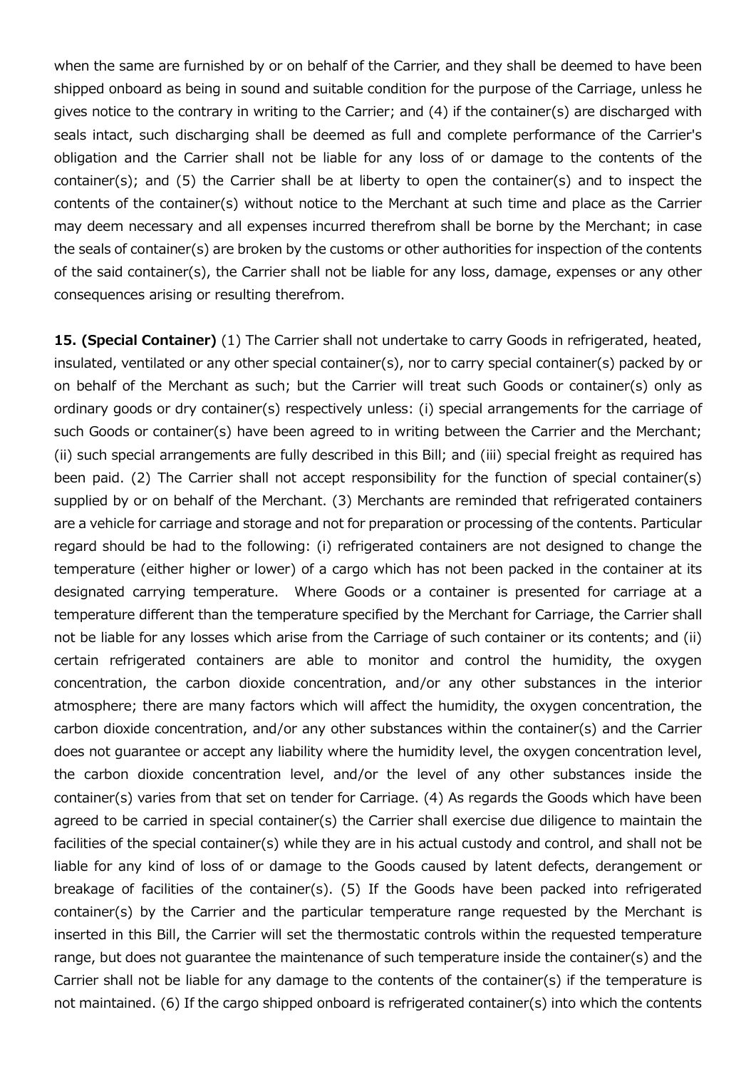when the same are furnished by or on behalf of the Carrier, and they shall be deemed to have been shipped onboard as being in sound and suitable condition for the purpose of the Carriage, unless he gives notice to the contrary in writing to the Carrier; and (4) if the container(s) are discharged with seals intact, such discharging shall be deemed as full and complete performance of the Carrier's obligation and the Carrier shall not be liable for any loss of or damage to the contents of the container(s); and (5) the Carrier shall be at liberty to open the container(s) and to inspect the contents of the container(s) without notice to the Merchant at such time and place as the Carrier may deem necessary and all expenses incurred therefrom shall be borne by the Merchant; in case the seals of container(s) are broken by the customs or other authorities for inspection of the contents of the said container(s), the Carrier shall not be liable for any loss, damage, expenses or any other consequences arising or resulting therefrom.

**15. (Special Container)** (1) The Carrier shall not undertake to carry Goods in refrigerated, heated, insulated, ventilated or any other special container(s), nor to carry special container(s) packed by or on behalf of the Merchant as such; but the Carrier will treat such Goods or container(s) only as ordinary goods or dry container(s) respectively unless: (i) special arrangements for the carriage of such Goods or container(s) have been agreed to in writing between the Carrier and the Merchant; (ii) such special arrangements are fully described in this Bill; and (iii) special freight as required has been paid. (2) The Carrier shall not accept responsibility for the function of special container(s) supplied by or on behalf of the Merchant. (3) Merchants are reminded that refrigerated containers are a vehicle for carriage and storage and not for preparation or processing of the contents. Particular regard should be had to the following: (i) refrigerated containers are not designed to change the temperature (either higher or lower) of a cargo which has not been packed in the container at its designated carrying temperature. Where Goods or a container is presented for carriage at a temperature different than the temperature specified by the Merchant for Carriage, the Carrier shall not be liable for any losses which arise from the Carriage of such container or its contents; and (ii) certain refrigerated containers are able to monitor and control the humidity, the oxygen concentration, the carbon dioxide concentration, and/or any other substances in the interior atmosphere; there are many factors which will affect the humidity, the oxygen concentration, the carbon dioxide concentration, and/or any other substances within the container(s) and the Carrier does not guarantee or accept any liability where the humidity level, the oxygen concentration level, the carbon dioxide concentration level, and/or the level of any other substances inside the container(s) varies from that set on tender for Carriage. (4) As regards the Goods which have been agreed to be carried in special container(s) the Carrier shall exercise due diligence to maintain the facilities of the special container(s) while they are in his actual custody and control, and shall not be liable for any kind of loss of or damage to the Goods caused by latent defects, derangement or breakage of facilities of the container(s). (5) If the Goods have been packed into refrigerated container(s) by the Carrier and the particular temperature range requested by the Merchant is inserted in this Bill, the Carrier will set the thermostatic controls within the requested temperature range, but does not guarantee the maintenance of such temperature inside the container(s) and the Carrier shall not be liable for any damage to the contents of the container(s) if the temperature is not maintained. (6) If the cargo shipped onboard is refrigerated container(s) into which the contents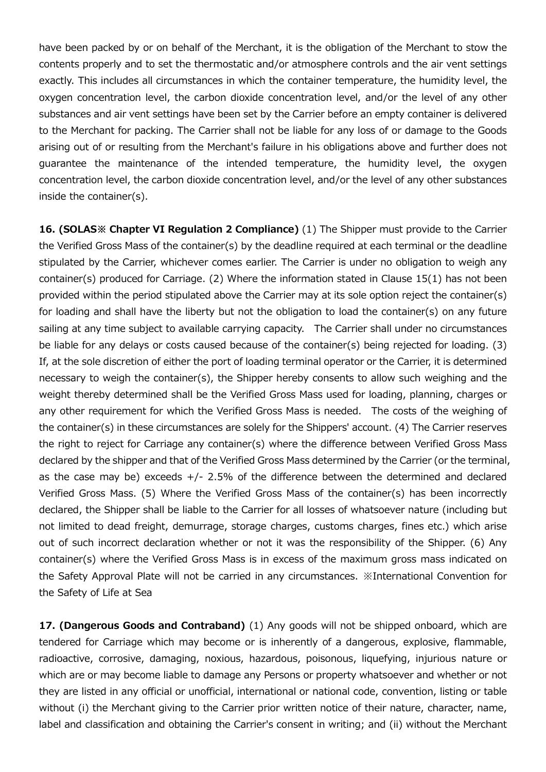have been packed by or on behalf of the Merchant, it is the obligation of the Merchant to stow the contents properly and to set the thermostatic and/or atmosphere controls and the air vent settings exactly. This includes all circumstances in which the container temperature, the humidity level, the oxygen concentration level, the carbon dioxide concentration level, and/or the level of any other substances and air vent settings have been set by the Carrier before an empty container is delivered to the Merchant for packing. The Carrier shall not be liable for any loss of or damage to the Goods arising out of or resulting from the Merchant's failure in his obligations above and further does not guarantee the maintenance of the intended temperature, the humidity level, the oxygen concentration level, the carbon dioxide concentration level, and/or the level of any other substances inside the container(s).

**16. (SOLAS※ Chapter VI Regulation 2 Compliance)** (1) The Shipper must provide to the Carrier the Verified Gross Mass of the container(s) by the deadline required at each terminal or the deadline stipulated by the Carrier, whichever comes earlier. The Carrier is under no obligation to weigh any container(s) produced for Carriage. (2) Where the information stated in Clause 15(1) has not been provided within the period stipulated above the Carrier may at its sole option reject the container(s) for loading and shall have the liberty but not the obligation to load the container(s) on any future sailing at any time subject to available carrying capacity. The Carrier shall under no circumstances be liable for any delays or costs caused because of the container(s) being rejected for loading. (3) If, at the sole discretion of either the port of loading terminal operator or the Carrier, it is determined necessary to weigh the container(s), the Shipper hereby consents to allow such weighing and the weight thereby determined shall be the Verified Gross Mass used for loading, planning, charges or any other requirement for which the Verified Gross Mass is needed. The costs of the weighing of the container(s) in these circumstances are solely for the Shippers' account. (4) The Carrier reserves the right to reject for Carriage any container(s) where the difference between Verified Gross Mass declared by the shipper and that of the Verified Gross Mass determined by the Carrier (or the terminal, as the case may be) exceeds +/- 2.5% of the difference between the determined and declared Verified Gross Mass. (5) Where the Verified Gross Mass of the container(s) has been incorrectly declared, the Shipper shall be liable to the Carrier for all losses of whatsoever nature (including but not limited to dead freight, demurrage, storage charges, customs charges, fines etc.) which arise out of such incorrect declaration whether or not it was the responsibility of the Shipper. (6) Any container(s) where the Verified Gross Mass is in excess of the maximum gross mass indicated on the Safety Approval Plate will not be carried in any circumstances. ※International Convention for the Safety of Life at Sea

**17. (Dangerous Goods and Contraband)** (1) Any goods will not be shipped onboard, which are tendered for Carriage which may become or is inherently of a dangerous, explosive, flammable, radioactive, corrosive, damaging, noxious, hazardous, poisonous, liquefying, injurious nature or which are or may become liable to damage any Persons or property whatsoever and whether or not they are listed in any official or unofficial, international or national code, convention, listing or table without (i) the Merchant giving to the Carrier prior written notice of their nature, character, name, label and classification and obtaining the Carrier's consent in writing; and (ii) without the Merchant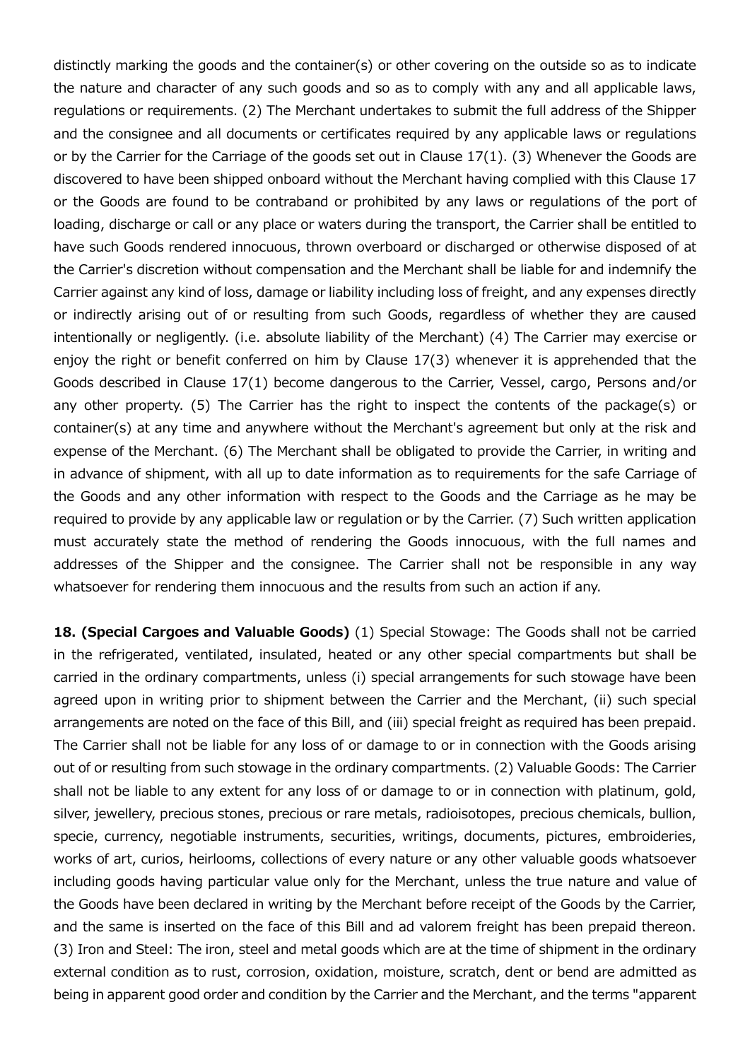distinctly marking the goods and the container(s) or other covering on the outside so as to indicate the nature and character of any such goods and so as to comply with any and all applicable laws, regulations or requirements. (2) The Merchant undertakes to submit the full address of the Shipper and the consignee and all documents or certificates required by any applicable laws or regulations or by the Carrier for the Carriage of the goods set out in Clause 17(1). (3) Whenever the Goods are discovered to have been shipped onboard without the Merchant having complied with this Clause 17 or the Goods are found to be contraband or prohibited by any laws or regulations of the port of loading, discharge or call or any place or waters during the transport, the Carrier shall be entitled to have such Goods rendered innocuous, thrown overboard or discharged or otherwise disposed of at the Carrier's discretion without compensation and the Merchant shall be liable for and indemnify the Carrier against any kind of loss, damage or liability including loss of freight, and any expenses directly or indirectly arising out of or resulting from such Goods, regardless of whether they are caused intentionally or negligently. (i.e. absolute liability of the Merchant) (4) The Carrier may exercise or enjoy the right or benefit conferred on him by Clause 17(3) whenever it is apprehended that the Goods described in Clause 17(1) become dangerous to the Carrier, Vessel, cargo, Persons and/or any other property. (5) The Carrier has the right to inspect the contents of the package(s) or container(s) at any time and anywhere without the Merchant's agreement but only at the risk and expense of the Merchant. (6) The Merchant shall be obligated to provide the Carrier, in writing and in advance of shipment, with all up to date information as to requirements for the safe Carriage of the Goods and any other information with respect to the Goods and the Carriage as he may be required to provide by any applicable law or regulation or by the Carrier. (7) Such written application must accurately state the method of rendering the Goods innocuous, with the full names and addresses of the Shipper and the consignee. The Carrier shall not be responsible in any way whatsoever for rendering them innocuous and the results from such an action if any.

**18. (Special Cargoes and Valuable Goods)** (1) Special Stowage: The Goods shall not be carried in the refrigerated, ventilated, insulated, heated or any other special compartments but shall be carried in the ordinary compartments, unless (i) special arrangements for such stowage have been agreed upon in writing prior to shipment between the Carrier and the Merchant, (ii) such special arrangements are noted on the face of this Bill, and (iii) special freight as required has been prepaid. The Carrier shall not be liable for any loss of or damage to or in connection with the Goods arising out of or resulting from such stowage in the ordinary compartments. (2) Valuable Goods: The Carrier shall not be liable to any extent for any loss of or damage to or in connection with platinum, gold, silver, jewellery, precious stones, precious or rare metals, radioisotopes, precious chemicals, bullion, specie, currency, negotiable instruments, securities, writings, documents, pictures, embroideries, works of art, curios, heirlooms, collections of every nature or any other valuable goods whatsoever including goods having particular value only for the Merchant, unless the true nature and value of the Goods have been declared in writing by the Merchant before receipt of the Goods by the Carrier, and the same is inserted on the face of this Bill and ad valorem freight has been prepaid thereon. (3) Iron and Steel: The iron, steel and metal goods which are at the time of shipment in the ordinary external condition as to rust, corrosion, oxidation, moisture, scratch, dent or bend are admitted as being in apparent good order and condition by the Carrier and the Merchant, and the terms "apparent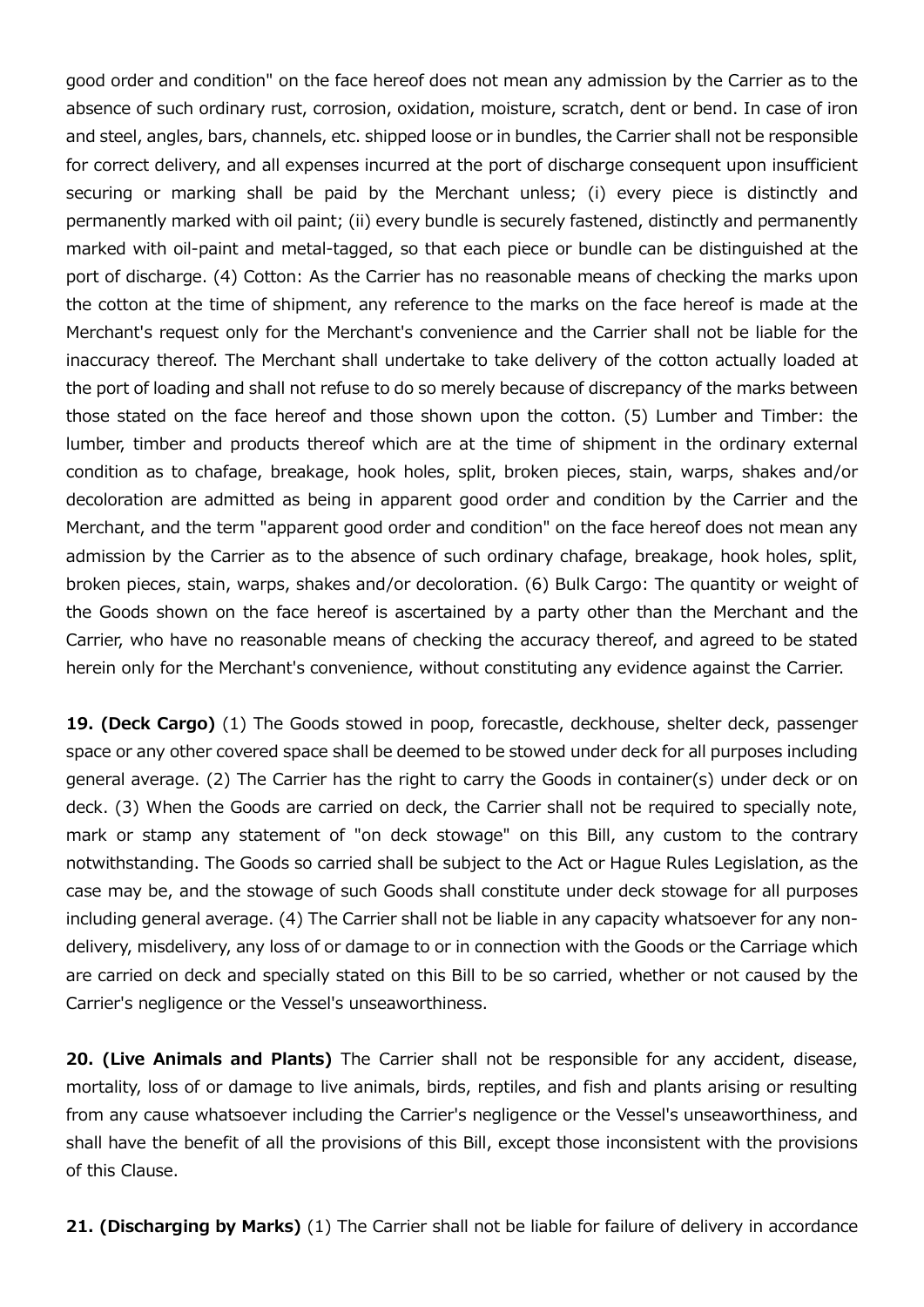good order and condition" on the face hereof does not mean any admission by the Carrier as to the absence of such ordinary rust, corrosion, oxidation, moisture, scratch, dent or bend. In case of iron and steel, angles, bars, channels, etc. shipped loose or in bundles, the Carrier shall not be responsible for correct delivery, and all expenses incurred at the port of discharge consequent upon insufficient securing or marking shall be paid by the Merchant unless; (i) every piece is distinctly and permanently marked with oil paint; (ii) every bundle is securely fastened, distinctly and permanently marked with oil-paint and metal-tagged, so that each piece or bundle can be distinguished at the port of discharge. (4) Cotton: As the Carrier has no reasonable means of checking the marks upon the cotton at the time of shipment, any reference to the marks on the face hereof is made at the Merchant's request only for the Merchant's convenience and the Carrier shall not be liable for the inaccuracy thereof. The Merchant shall undertake to take delivery of the cotton actually loaded at the port of loading and shall not refuse to do so merely because of discrepancy of the marks between those stated on the face hereof and those shown upon the cotton. (5) Lumber and Timber: the lumber, timber and products thereof which are at the time of shipment in the ordinary external condition as to chafage, breakage, hook holes, split, broken pieces, stain, warps, shakes and/or decoloration are admitted as being in apparent good order and condition by the Carrier and the Merchant, and the term "apparent good order and condition" on the face hereof does not mean any admission by the Carrier as to the absence of such ordinary chafage, breakage, hook holes, split, broken pieces, stain, warps, shakes and/or decoloration. (6) Bulk Cargo: The quantity or weight of the Goods shown on the face hereof is ascertained by a party other than the Merchant and the Carrier, who have no reasonable means of checking the accuracy thereof, and agreed to be stated herein only for the Merchant's convenience, without constituting any evidence against the Carrier.

**19. (Deck Cargo)** (1) The Goods stowed in poop, forecastle, deckhouse, shelter deck, passenger space or any other covered space shall be deemed to be stowed under deck for all purposes including general average. (2) The Carrier has the right to carry the Goods in container(s) under deck or on deck. (3) When the Goods are carried on deck, the Carrier shall not be required to specially note, mark or stamp any statement of "on deck stowage" on this Bill, any custom to the contrary notwithstanding. The Goods so carried shall be subject to the Act or Hague Rules Legislation, as the case may be, and the stowage of such Goods shall constitute under deck stowage for all purposes including general average. (4) The Carrier shall not be liable in any capacity whatsoever for any non-delivery, misdelivery, any loss of or damage to or in connection with the Goods or the Carriage which are carried on deck and specially stated on this Bill to be so carried, whether or not caused by the Carrier's negligence or the Vessel's unseaworthiness.

**20. (Live Animals and Plants)** The Carrier shall not be responsible for any accident, disease, mortality, loss of or damage to live animals, birds, reptiles, and fish and plants arising or resulting from any cause whatsoever including the Carrier's negligence or the Vessel's unseaworthiness, and shall have the benefit of all the provisions of this Bill, except those inconsistent with the provisions of this Clause.

**21. (Discharging by Marks)** (1) The Carrier shall not be liable for failure of delivery in accordance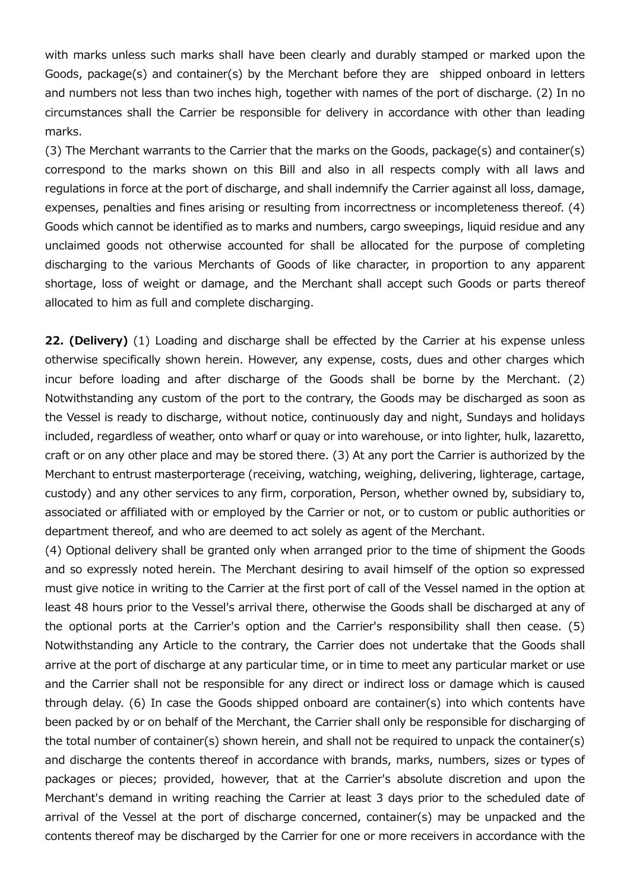with marks unless such marks shall have been clearly and durably stamped or marked upon the Goods, package(s) and container(s) by the Merchant before they are shipped onboard in letters and numbers not less than two inches high, together with names of the port of discharge. (2) In no circumstances shall the Carrier be responsible for delivery in accordance with other than leading marks.

(3) The Merchant warrants to the Carrier that the marks on the Goods, package(s) and container(s) correspond to the marks shown on this Bill and also in all respects comply with all laws and regulations in force at the port of discharge, and shall indemnify the Carrier against all loss, damage, expenses, penalties and fines arising or resulting from incorrectness or incompleteness thereof. (4) Goods which cannot be identified as to marks and numbers, cargo sweepings, liquid residue and any unclaimed goods not otherwise accounted for shall be allocated for the purpose of completing discharging to the various Merchants of Goods of like character, in proportion to any apparent shortage, loss of weight or damage, and the Merchant shall accept such Goods or parts thereof allocated to him as full and complete discharging.

**22. (Delivery)** (1) Loading and discharge shall be effected by the Carrier at his expense unless otherwise specifically shown herein. However, any expense, costs, dues and other charges which incur before loading and after discharge of the Goods shall be borne by the Merchant. (2) Notwithstanding any custom of the port to the contrary, the Goods may be discharged as soon as the Vessel is ready to discharge, without notice, continuously day and night, Sundays and holidays included, regardless of weather, onto wharf or quay or into warehouse, or into lighter, hulk, lazaretto, craft or on any other place and may be stored there. (3) At any port the Carrier is authorized by the Merchant to entrust masterporterage (receiving, watching, weighing, delivering, lighterage, cartage, custody) and any other services to any firm, corporation, Person, whether owned by, subsidiary to, associated or affiliated with or employed by the Carrier or not, or to custom or public authorities or department thereof, and who are deemed to act solely as agent of the Merchant.

(4) Optional delivery shall be granted only when arranged prior to the time of shipment the Goods and so expressly noted herein. The Merchant desiring to avail himself of the option so expressed must give notice in writing to the Carrier at the first port of call of the Vessel named in the option at least 48 hours prior to the Vessel's arrival there, otherwise the Goods shall be discharged at any of the optional ports at the Carrier's option and the Carrier's responsibility shall then cease. (5) Notwithstanding any Article to the contrary, the Carrier does not undertake that the Goods shall arrive at the port of discharge at any particular time, or in time to meet any particular market or use and the Carrier shall not be responsible for any direct or indirect loss or damage which is caused through delay. (6) In case the Goods shipped onboard are container(s) into which contents have been packed by or on behalf of the Merchant, the Carrier shall only be responsible for discharging of the total number of container(s) shown herein, and shall not be required to unpack the container(s) and discharge the contents thereof in accordance with brands, marks, numbers, sizes or types of packages or pieces; provided, however, that at the Carrier's absolute discretion and upon the Merchant's demand in writing reaching the Carrier at least 3 days prior to the scheduled date of arrival of the Vessel at the port of discharge concerned, container(s) may be unpacked and the contents thereof may be discharged by the Carrier for one or more receivers in accordance with the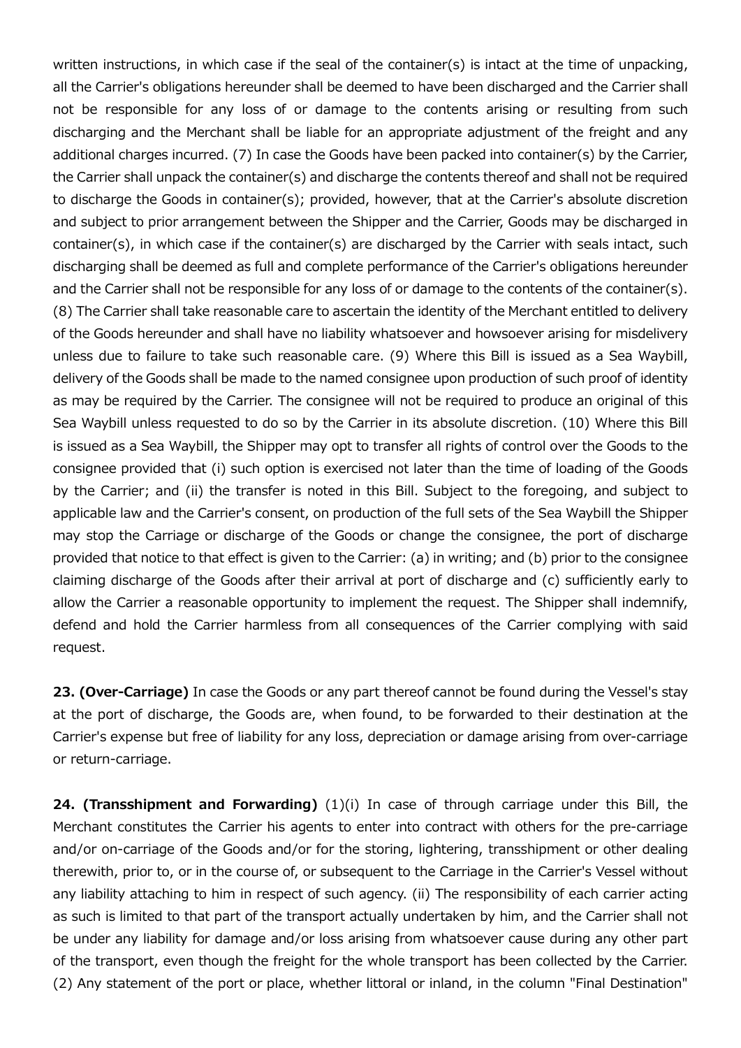written instructions, in which case if the seal of the container(s) is intact at the time of unpacking, all the Carrier's obligations hereunder shall be deemed to have been discharged and the Carrier shall not be responsible for any loss of or damage to the contents arising or resulting from such discharging and the Merchant shall be liable for an appropriate adjustment of the freight and any additional charges incurred. (7) In case the Goods have been packed into container(s) by the Carrier, the Carrier shall unpack the container(s) and discharge the contents thereof and shall not be required to discharge the Goods in container(s); provided, however, that at the Carrier's absolute discretion and subject to prior arrangement between the Shipper and the Carrier, Goods may be discharged in container(s), in which case if the container(s) are discharged by the Carrier with seals intact, such discharging shall be deemed as full and complete performance of the Carrier's obligations hereunder and the Carrier shall not be responsible for any loss of or damage to the contents of the container(s). (8) The Carrier shall take reasonable care to ascertain the identity of the Merchant entitled to delivery of the Goods hereunder and shall have no liability whatsoever and howsoever arising for misdelivery unless due to failure to take such reasonable care. (9) Where this Bill is issued as a Sea Waybill, delivery of the Goods shall be made to the named consignee upon production of such proof of identity as may be required by the Carrier. The consignee will not be required to produce an original of this Sea Waybill unless requested to do so by the Carrier in its absolute discretion. (10) Where this Bill is issued as a Sea Waybill, the Shipper may opt to transfer all rights of control over the Goods to the consignee provided that (i) such option is exercised not later than the time of loading of the Goods by the Carrier; and (ii) the transfer is noted in this Bill. Subject to the foregoing, and subject to applicable law and the Carrier's consent, on production of the full sets of the Sea Waybill the Shipper may stop the Carriage or discharge of the Goods or change the consignee, the port of discharge provided that notice to that effect is given to the Carrier: (a) in writing; and (b) prior to the consignee claiming discharge of the Goods after their arrival at port of discharge and (c) sufficiently early to allow the Carrier a reasonable opportunity to implement the request. The Shipper shall indemnify, defend and hold the Carrier harmless from all consequences of the Carrier complying with said request.

**23. (Over-Carriage)** In case the Goods or any part thereof cannot be found during the Vessel's stay at the port of discharge, the Goods are, when found, to be forwarded to their destination at the Carrier's expense but free of liability for any loss, depreciation or damage arising from over-carriage or return-carriage.

**24. (Transshipment and Forwarding)** (1)(i) In case of through carriage under this Bill, the Merchant constitutes the Carrier his agents to enter into contract with others for the pre-carriage and/or on-carriage of the Goods and/or for the storing, lightering, transshipment or other dealing therewith, prior to, or in the course of, or subsequent to the Carriage in the Carrier's Vessel without any liability attaching to him in respect of such agency. (ii) The responsibility of each carrier acting as such is limited to that part of the transport actually undertaken by him, and the Carrier shall not be under any liability for damage and/or loss arising from whatsoever cause during any other part of the transport, even though the freight for the whole transport has been collected by the Carrier. (2) Any statement of the port or place, whether littoral or inland, in the column "Final Destination"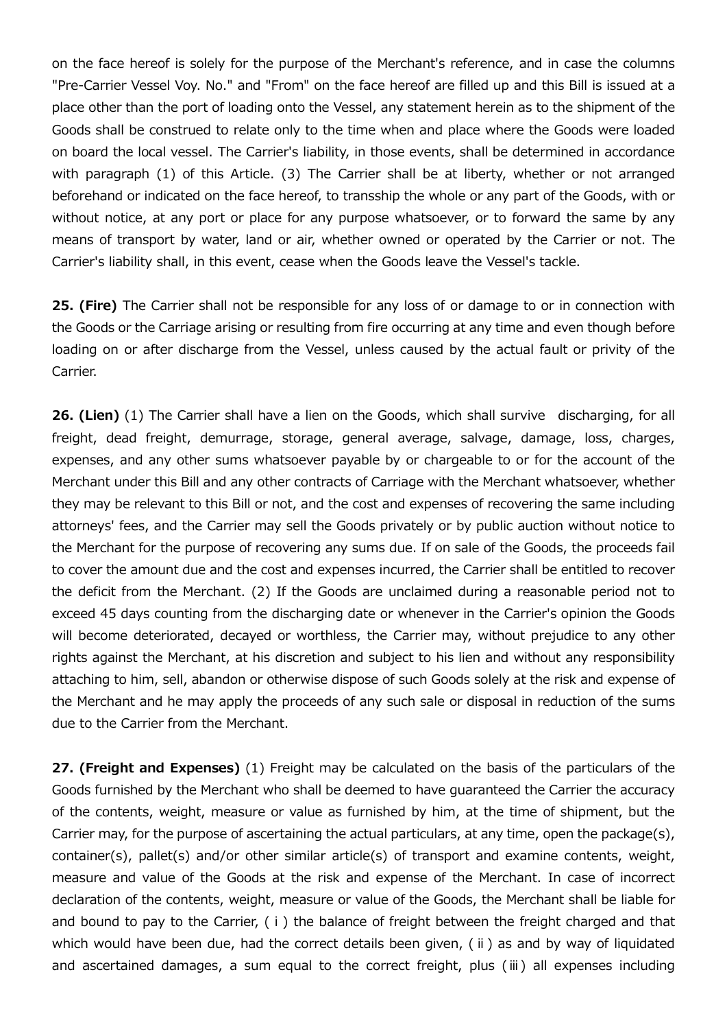on the face hereof is solely for the purpose of the Merchant's reference, and in case the columns "Pre-Carrier Vessel Voy. No." and "From" on the face hereof are filled up and this Bill is issued at a place other than the port of loading onto the Vessel, any statement herein as to the shipment of the Goods shall be construed to relate only to the time when and place where the Goods were loaded on board the local vessel. The Carrier's liability, in those events, shall be determined in accordance with paragraph (1) of this Article. (3) The Carrier shall be at liberty, whether or not arranged beforehand or indicated on the face hereof, to tranship the whole or any part of the Goods, with or without notice, at any port or place for any purpose whatsoever, or to forward the same by any means of transport by water, land or air, whether owned or operated by the Carrier or not. The Carrier's liability shall, in this event, cease when the Goods leave the Vessel's tackle.

**25. (Fire)** The Carrier shall not be responsible for any loss of or damage to or in connection with the Goods or the Carriage arising or resulting from fire occurring at any time and even though before loading on or after discharge from the Vessel, unless caused by the actual fault or privity of the Carrier.

**26. (Lien)** (1) The Carrier shall have a lien on the Goods, which shall survive discharging, for all freight, dead freight, demurrage, storage, general average, salvage, damage, loss, charges, expenses, and any other sums whatsoever payable by or chargeable to or for the account of the Merchant under this Bill and any other contracts of Carriage with the Merchant whatsoever, whether they may be relevant to this Bill or not, and the cost and expenses of recovering the same including attorneys' fees, and the Carrier may sell the Goods privately or by public auction without notice to the Merchant for the purpose of recovering any sums due. If on sale of the Goods, the proceeds fail to cover the amount due and the cost and expenses incurred, the Carrier shall be entitled to recover the deficit from the Merchant. (2) If the Goods are unclaimed during a reasonable period not to exceed 45 days counting from the discharging date or whenever in the Carrier's opinion the Goods will become deteriorated, decayed or worthless, the Carrier may, without prejudice to any other rights against the Merchant, at his discretion and subject to his lien and without any responsibility attaching to him, sell, abandon or otherwise dispose of such Goods solely at the risk and expense of the Merchant and he may apply the proceeds of any such sale or disposal in reduction of the sums due to the Carrier from the Merchant.

**27. (Freight and Expenses)** (1) Freight may be calculated on the basis of the particulars of the Goods furnished by the Merchant who shall be deemed to have guaranteed the Carrier the accuracy of the contents, weight, measure or value as furnished by him, at the time of shipment, but the Carrier may, for the purpose of ascertaining the actual particulars, at any time, open the package(s), container(s), pallet(s) and/or other similar article(s) of transport and examine contents, weight, measure and value of the Goods at the risk and expense of the Merchant. In case of incorrect declaration of the contents, weight, measure or value of the Goods, the Merchant shall be liable for and bound to pay to the Carrier, ( i ) the balance of freight between the freight charged and that which would have been due, had the correct details been given, ( ii ) as and by way of liquidated and ascertained damages, a sum equal to the correct freight, plus ( iii ) all expenses including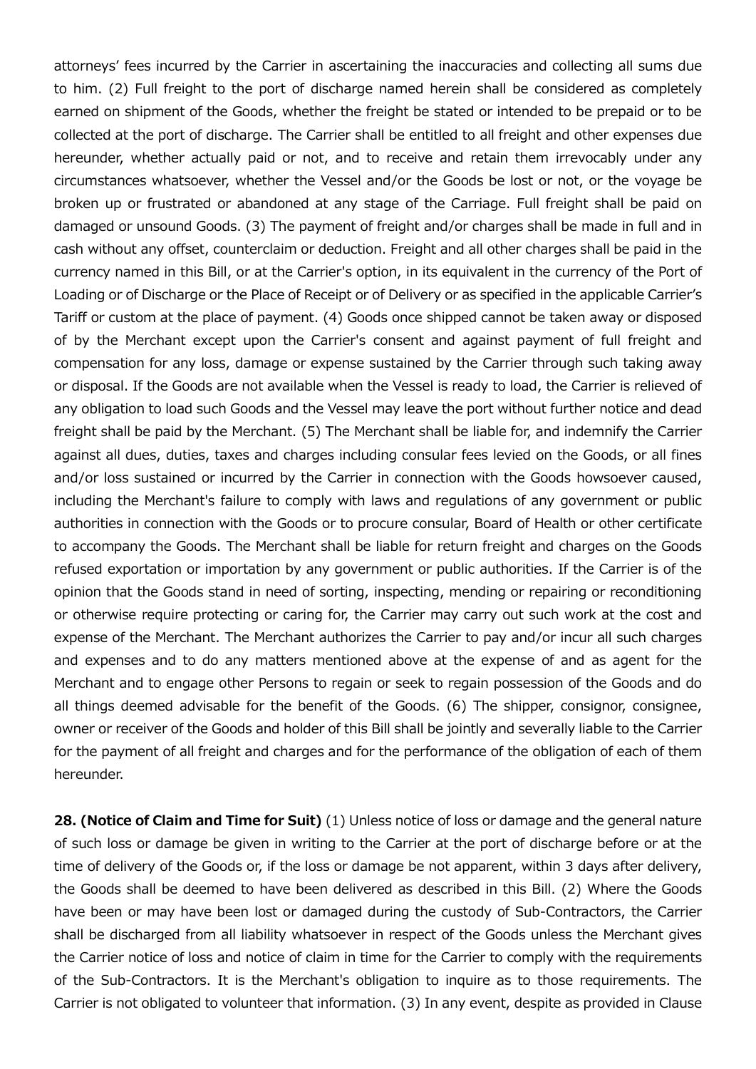attorneys' fees incurred by the Carrier in ascertaining the inaccuracies and collecting all sums due to him. (2) Full freight to the port of discharge named herein shall be considered as completely earned on shipment of the Goods, whether the freight be stated or intended to be prepaid or to be collected at the port of discharge. The Carrier shall be entitled to all freight and other expenses due hereunder, whether actually paid or not, and to receive and retain them irrevocably under any circumstances whatsoever, whether the Vessel and/or the Goods be lost or not, or the voyage be broken up or frustrated or abandoned at any stage of the Carriage. Full freight shall be paid on damaged or unsound Goods. (3) The payment of freight and/or charges shall be made in full and in cash without any offset, counterclaim or deduction. Freight and all other charges shall be paid in the currency named in this Bill, or at the Carrier's option, in its equivalent in the currency of the Port of Loading or of Discharge or the Place of Receipt or of Delivery or as specified in the applicable Carrier's Tariff or custom at the place of payment. (4) Goods once shipped cannot be taken away or disposed of by the Merchant except upon the Carrier's consent and against payment of full freight and compensation for any loss, damage or expense sustained by the Carrier through such taking away or disposal. If the Goods are not available when the Vessel is ready to load, the Carrier is relieved of any obligation to load such Goods and the Vessel may leave the port without further notice and dead freight shall be paid by the Merchant. (5) The Merchant shall be liable for, and indemnify the Carrier against all dues, duties, taxes and charges including consular fees levied on the Goods, or all fines and/or loss sustained or incurred by the Carrier in connection with the Goods howsoever caused, including the Merchant's failure to comply with laws and regulations of any government or public authorities in connection with the Goods or to procure consular, Board of Health or other certificate to accompany the Goods. The Merchant shall be liable for return freight and charges on the Goods refused exportation or importation by any government or public authorities. If the Carrier is of the opinion that the Goods stand in need of sorting, inspecting, mending or repairing or reconditioning or otherwise require protecting or caring for, the Carrier may carry out such work at the cost and expense of the Merchant. The Merchant authorizes the Carrier to pay and/or incur all such charges and expenses and to do any matters mentioned above at the expense of and as agent for the Merchant and to engage other Persons to regain or seek to regain possession of the Goods and do all things deemed advisable for the benefit of the Goods. (6) The shipper, consignor, consignee, owner or receiver of the Goods and holder of this Bill shall be jointly and severally liable to the Carrier for the payment of all freight and charges and for the performance of the obligation of each of them hereunder.

**28. (Notice of Claim and Time for Suit)** (1) Unless notice of loss or damage and the general nature of such loss or damage be given in writing to the Carrier at the port of discharge before or at the time of delivery of the Goods or, if the loss or damage be not apparent, within 3 days after delivery, the Goods shall be deemed to have been delivered as described in this Bill. (2) Where the Goods have been or may have been lost or damaged during the custody of Sub-Contractors, the Carrier shall be discharged from all liability whatsoever in respect of the Goods unless the Merchant gives the Carrier notice of loss and notice of claim in time for the Carrier to comply with the requirements of the Sub-Contractors. It is the Merchant's obligation to inquire as to those requirements. The Carrier is not obligated to volunteer that information. (3) In any event, despite as provided in Clause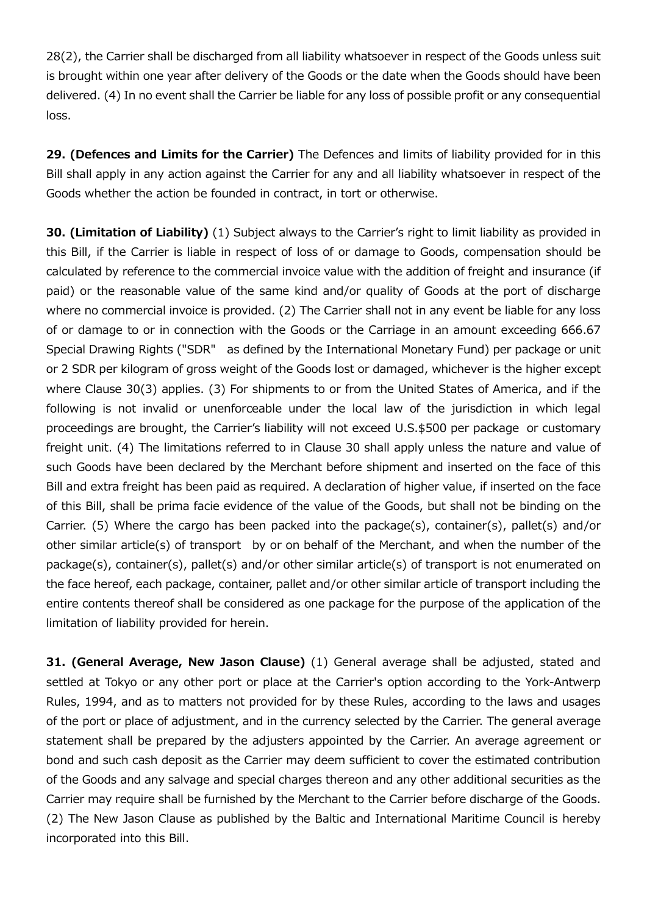28(2), the Carrier shall be discharged from all liability whatsoever in respect of the Goods unless suit is brought within one year after delivery of the Goods or the date when the Goods should have been delivered. (4) In no event shall the Carrier be liable for any loss of possible profit or any consequential loss.

**29. (Defences and Limits for the Carrier)** The Defences and limits of liability provided for in this Bill shall apply in any action against the Carrier for any and all liability whatsoever in respect of the Goods whether the action be founded in contract, in tort or otherwise.

**30. (Limitation of Liability)** (1) Subject always to the Carrier's right to limit liability as provided in this Bill, if the Carrier is liable in respect of loss of or damage to Goods, compensation should be calculated by reference to the commercial invoice value with the addition of freight and insurance (if paid) or the reasonable value of the same kind and/or quality of Goods at the port of discharge where no commercial invoice is provided. (2) The Carrier shall not in any event be liable for any loss of or damage to or in connection with the Goods or the Carriage in an amount exceeding 666.67 Special Drawing Rights ("SDR" as defined by the International Monetary Fund) per package or unit or 2 SDR per kilogram of gross weight of the Goods lost or damaged, whichever is the higher except where Clause 30(3) applies. (3) For shipments to or from the United States of America, and if the following is not invalid or unenforceable under the local law of the jurisdiction in which legal proceedings are brought, the Carrier's liability will not exceed U.S.$500 per package or customary freight unit. (4) The limitations referred to in Clause 30 shall apply unless the nature and value of such Goods have been declared by the Merchant before shipment and inserted on the face of this Bill and extra freight has been paid as required. A declaration of higher value, if inserted on the face of this Bill, shall be prima facie evidence of the value of the Goods, but shall not be binding on the Carrier. (5) Where the cargo has been packed into the package(s), container(s), pallet(s) and/or other similar article(s) of transport by or on behalf of the Merchant, and when the number of the package(s), container(s), pallet(s) and/or other similar article(s) of transport is not enumerated on the face hereof, each package, container, pallet and/or other similar article of transport including the entire contents thereof shall be considered as one package for the purpose of the application of the limitation of liability provided for herein.

**31. (General Average, New Jason Clause)** (1) General average shall be adjusted, stated and settled at Tokyo or any other port or place at the Carrier's option according to the York-Antwerp Rules, 1994, and as to matters not provided for by these Rules, according to the laws and usages of the port or place of adjustment, and in the currency selected by the Carrier. The general average statement shall be prepared by the adjusters appointed by the Carrier. An average agreement or bond and such cash deposit as the Carrier may deem sufficient to cover the estimated contribution of the Goods and any salvage and special charges thereon and any other additional securities as the Carrier may require shall be furnished by the Merchant to the Carrier before discharge of the Goods. (2) The New Jason Clause as published by the Baltic and International Maritime Council is hereby incorporated into this Bill.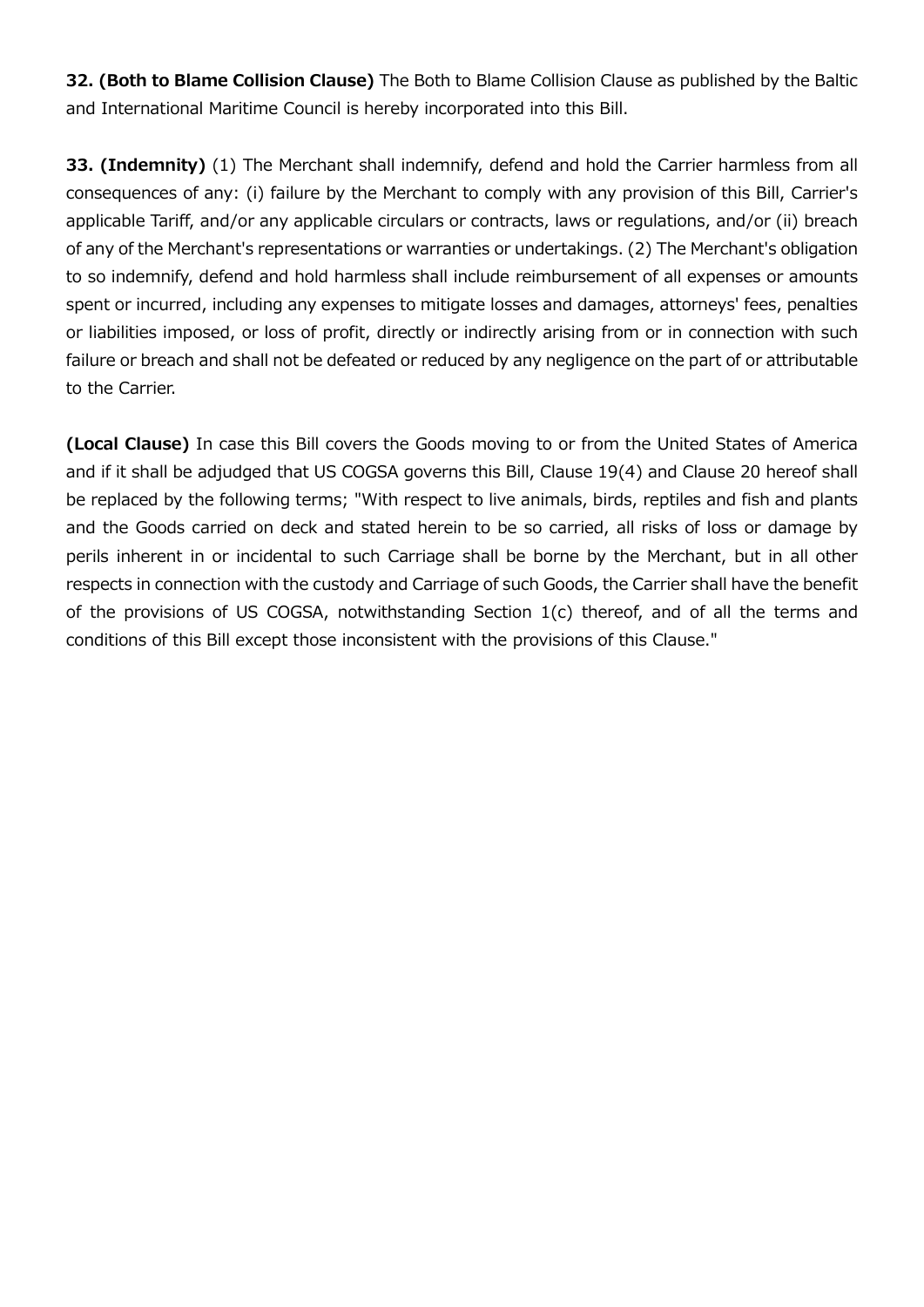**32. (Both to Blame Collision Clause)** The Both to Blame Collision Clause as published by the Baltic and International Maritime Council is hereby incorporated into this Bill.

**33. (Indemnity)** (1) The Merchant shall indemnify, defend and hold the Carrier harmless from all consequences of any: (i) failure by the Merchant to comply with any provision of this Bill, Carrier's applicable Tariff, and/or any applicable circulars or contracts, laws or regulations, and/or (ii) breach of any of the Merchant's representations or warranties or undertakings. (2) The Merchant's obligation to so indemnify, defend and hold harmless shall include reimbursement of all expenses or amounts spent or incurred, including any expenses to mitigate losses and damages, attorneys' fees, penalties or liabilities imposed, or loss of profit, directly or indirectly arising from or in connection with such failure or breach and shall not be defeated or reduced by any negligence on the part of or attributable to the Carrier.

**(Local Clause)** In case this Bill covers the Goods moving to or from the United States of America and if it shall be adjudged that US COGSA governs this Bill, Clause 19(4) and Clause 20 hereof shall be replaced by the following terms; "With respect to live animals, birds, reptiles and fish and plants and the Goods carried on deck and stated herein to be so carried, all risks of loss or damage by perils inherent in or incidental to such Carriage shall be borne by the Merchant, but in all other respects in connection with the custody and Carriage of such Goods, the Carrier shall have the benefit of the provisions of US COGSA, notwithstanding Section 1(c) thereof, and of all the terms and conditions of this Bill except those inconsistent with the provisions of this Clause."